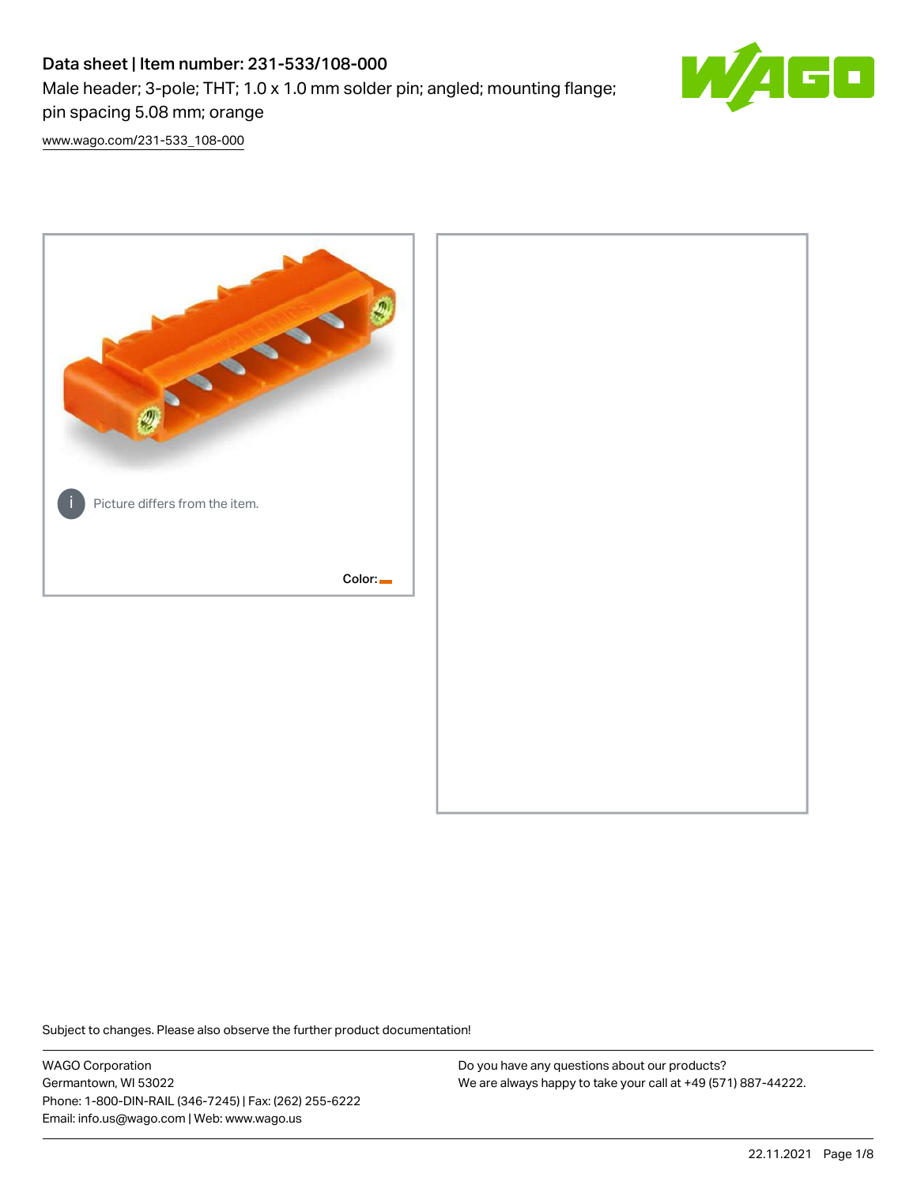# Data sheet | Item number: 231-533/108-000

Male header; 3-pole; THT; 1.0 x 1.0 mm solder pin; angled; mounting flange; pin spacing 5.08 mm; orange

www.wago.com/231-533_108-000

Picture differs from the item.

Color:

Subject to changes. Please also observe the further product documentation!

WAGO Corporation
Germantown, WI 53022
Phone: 1-800-DIN-RAIL (346-7245) | Fax: (262) 255-6222
Email: info.us@wago.com | Web: www.wago.us

Do you have any questions about our products?
We are always happy to take your call at +49 (571) 887-44222.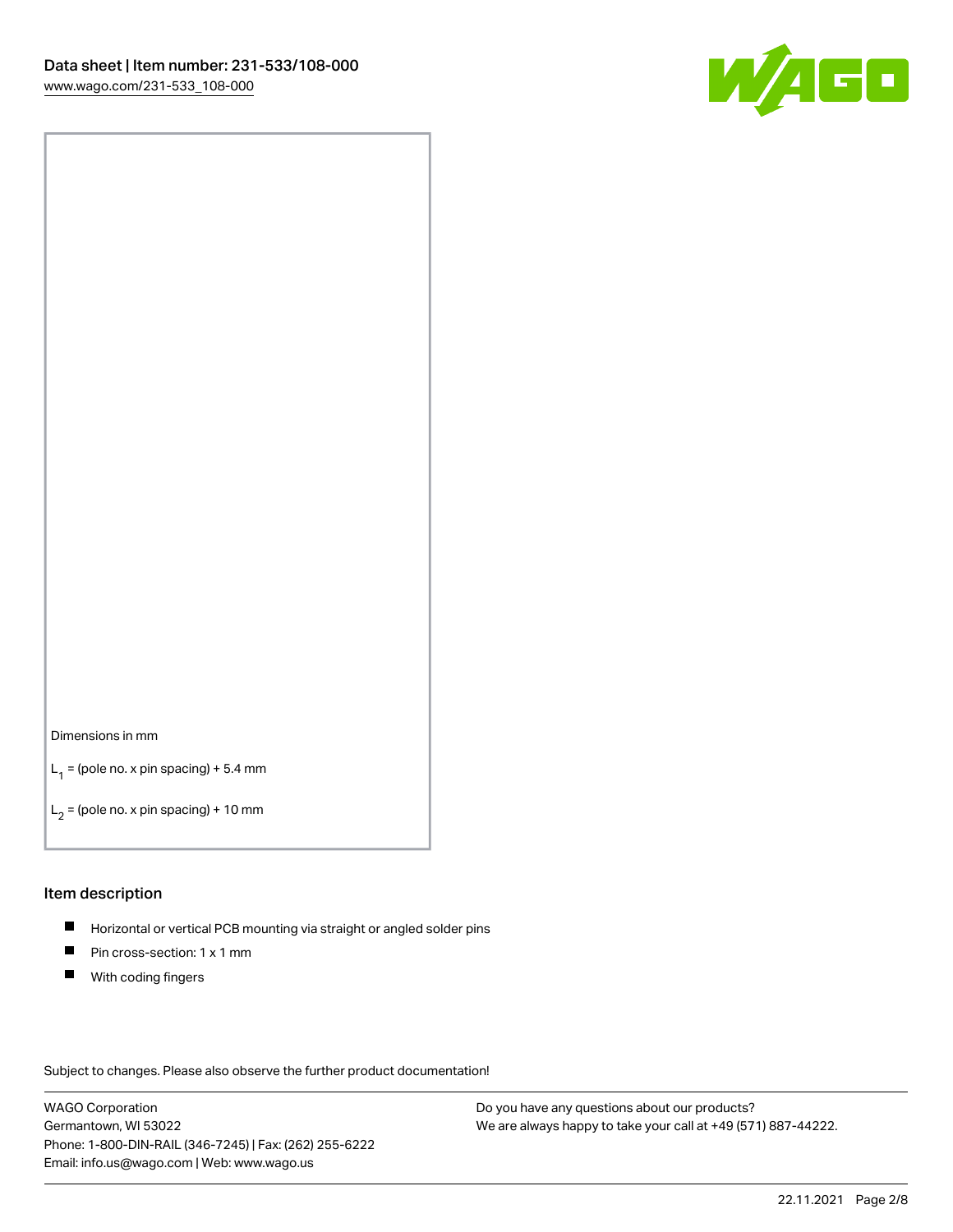Dimensions in mm

$L_1$ = (pole no. x pin spacing) + 5.4 mm

$L_2$ = (pole no. x pin spacing) + 10 mm

## Item description

- Horizontal or vertical PCB mounting via straight or angled solder pins
- Pin cross-section: 1 x 1 mm
- With coding fingers

Subject to changes. Please also observe the further product documentation!

WAGO Corporation
Germantown, WI 53022
Phone: 1-800-DIN-RAIL (346-7245) | Fax: (262) 255-6222
Email: info.us@wago.com | Web: www.wago.us

Do you have any questions about our products?
We are always happy to take your call at +49 (571) 887-44222.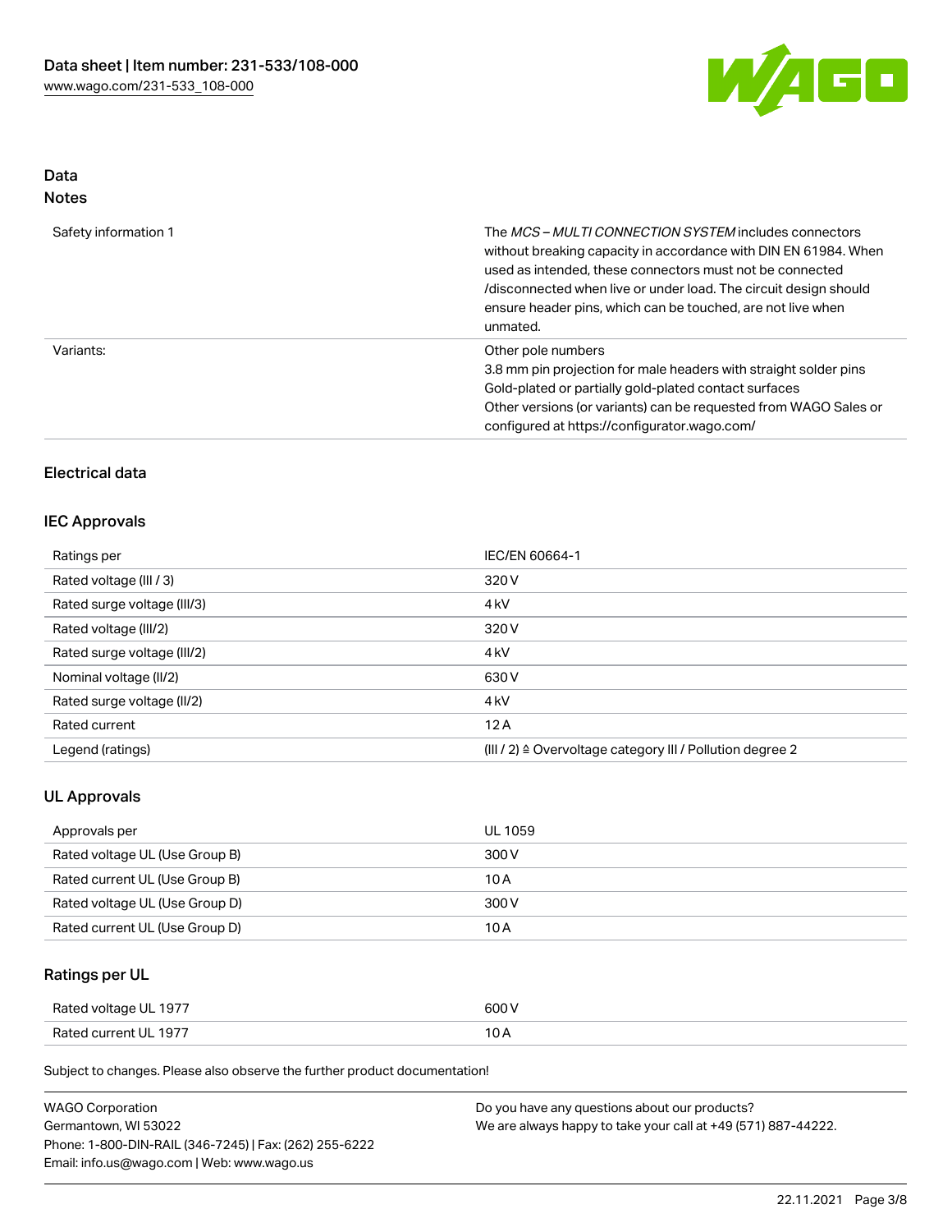## Data
### Notes

| | |
|---|---|
| Safety information 1 | The *MCS – MULTI CONNECTION SYSTEM* includes connectors without breaking capacity in accordance with DIN EN 61984. When used as intended, these connectors must not be connected /disconnected when live or under load. The circuit design should ensure header pins, which can be touched, are not live when unmated. |
| Variants: | Other pole numbers<br>3.8 mm pin projection for male headers with straight solder pins<br>Gold-plated or partially gold-plated contact surfaces<br>Other versions (or variants) can be requested from WAGO Sales or configured at https://configurator.wago.com/ |

### Electrical data

### IEC Approvals

| | |
|---|---|
| Ratings per | IEC/EN 60664-1 |
| Rated voltage (III / 3) | 320 V |
| Rated surge voltage (III/3) | 4 kV |
| Rated voltage (III/2) | 320 V |
| Rated surge voltage (III/2) | 4 kV |
| Nominal voltage (II/2) | 630 V |
| Rated surge voltage (II/2) | 4 kV |
| Rated current | 12 A |
| Legend (ratings) | (III / 2) ≙ Overvoltage category III / Pollution degree 2 |

### UL Approvals

| | |
|---|---|
| Approvals per | UL 1059 |
| Rated voltage UL (Use Group B) | 300 V |
| Rated current UL (Use Group B) | 10 A |
| Rated voltage UL (Use Group D) | 300 V |
| Rated current UL (Use Group D) | 10 A |

### Ratings per UL

| | |
|---|---|
| Rated voltage UL 1977 | 600 V |
| Rated current UL 1977 | 10 A |

Subject to changes. Please also observe the further product documentation!

WAGO Corporation
Germantown, WI 53022
Phone: 1-800-DIN-RAIL (346-7245) | Fax: (262) 255-6222
Email: info.us@wago.com | Web: www.wago.us

Do you have any questions about our products?
We are always happy to take your call at +49 (571) 887-44222.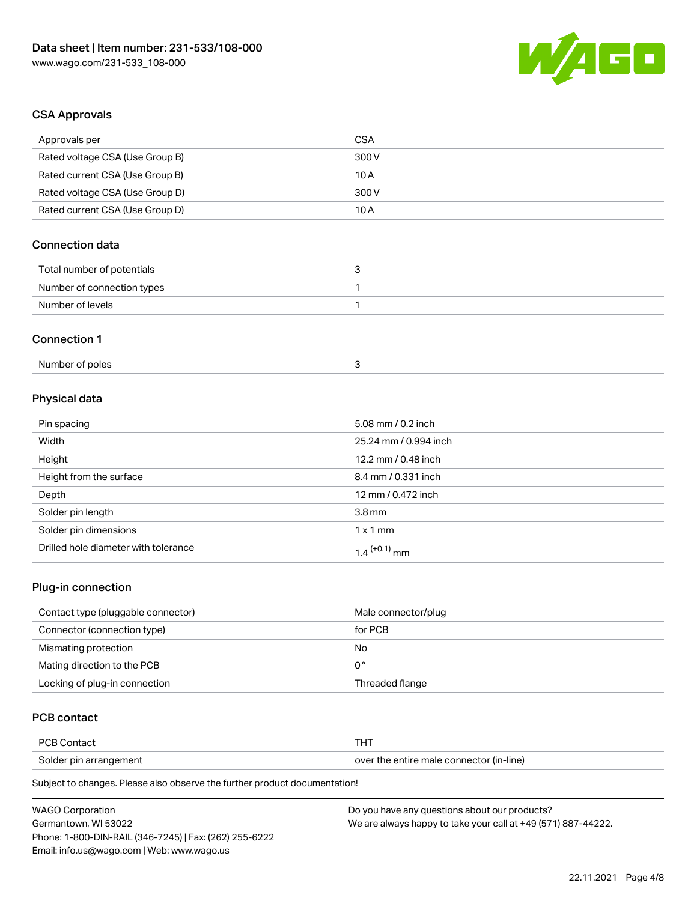## CSA Approvals

| Approvals per | CSA |
| --- | --- |
| Rated voltage CSA (Use Group B) | 300 V |
| Rated current CSA (Use Group B) | 10 A |
| Rated voltage CSA (Use Group D) | 300 V |
| Rated current CSA (Use Group D) | 10 A |

## Connection data

| Total number of potentials | 3 |
| --- | --- |
| Number of connection types | 1 |
| Number of levels | 1 |

## Connection 1

| Number of poles | 3 |
| --- | --- |

## Physical data

| Pin spacing | 5.08 mm / 0.2 inch |
| --- | --- |
| Width | 25.24 mm / 0.994 inch |
| Height | 12.2 mm / 0.48 inch |
| Height from the surface | 8.4 mm / 0.331 inch |
| Depth | 12 mm / 0.472 inch |
| Solder pin length | 3.8 mm |
| Solder pin dimensions | 1 x 1 mm |
| Drilled hole diameter with tolerance | $1.4^{(+0.1)}$ mm |

## Plug-in connection

| Contact type (pluggable connector) | Male connector/plug |
| --- | --- |
| Connector (connection type) | for PCB |
| Mismating protection | No |
| Mating direction to the PCB | 0 ° |
| Locking of plug-in connection | Threaded flange |

## PCB contact

| PCB Contact | THT |
| --- | --- |
| Solder pin arrangement | over the entire male connector (in-line) |

Subject to changes. Please also observe the further product documentation!

WAGO Corporation
Germantown, WI 53022
Phone: 1-800-DIN-RAIL (346-7245) | Fax: (262) 255-6222
Email: info.us@wago.com | Web: www.wago.us

Do you have any questions about our products?
We are always happy to take your call at +49 (571) 887-44222.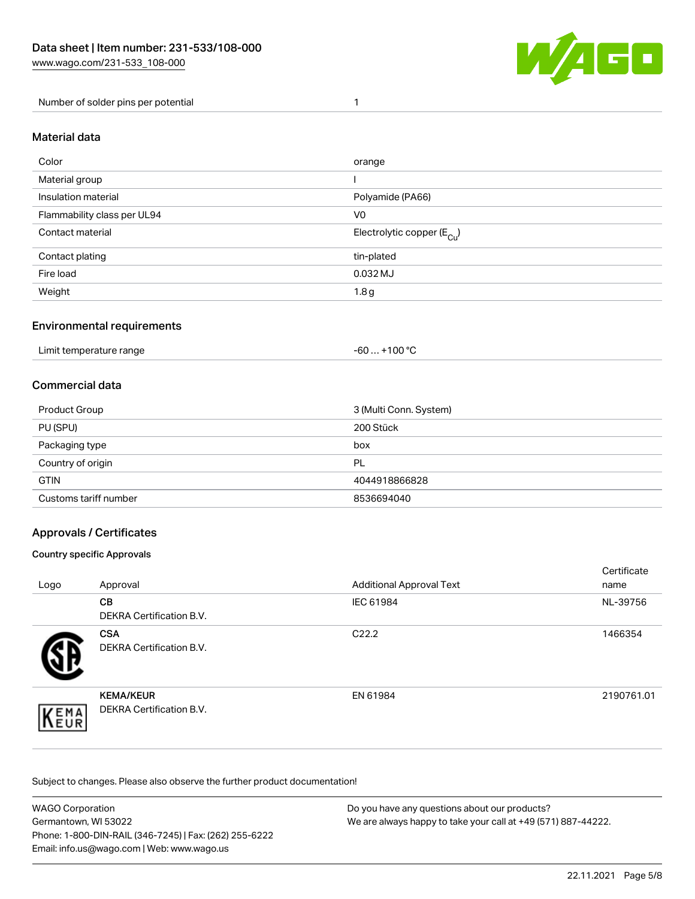| Number of solder pins per potential | 1 |
| --- | --- |

## Material data

| Color | orange |
| --- | --- |
| Material group | I |
| Insulation material | Polyamide (PA66) |
| Flammability class per UL94 | V0 |
| Contact material | Electrolytic copper ($E_{Cu}$) |
| Contact plating | tin-plated |
| Fire load | 0.032 MJ |
| Weight | 1.8 g |

## Environmental requirements

| Limit temperature range | -60 … +100 °C |
| --- | --- |

## Commercial data

| Product Group | 3 (Multi Conn. System) |
| --- | --- |
| PU (SPU) | 200 Stück |
| Packaging type | box |
| Country of origin | PL |
| GTIN | 4044918866828 |
| Customs tariff number | 8536694040 |

## Approvals / Certificates

### Country specific Approvals

| Logo | Approval | Additional Approval Text | Certificate name |
| --- | --- | --- | --- |
| | **CB**<br>DEKRA Certification B.V. | IEC 61984 | NL-39756 |
| | **CSA**<br>DEKRA Certification B.V. | C22.2 | 1466354 |
| | **KEMA/KEUR**<br>DEKRA Certification B.V. | EN 61984 | 2190761.01 |

Subject to changes. Please also observe the further product documentation!

WAGO Corporation
Germantown, WI 53022
Phone: 1-800-DIN-RAIL (346-7245) | Fax: (262) 255-6222
Email: info.us@wago.com | Web: www.wago.us

Do you have any questions about our products?
We are always happy to take your call at +49 (571) 887-44222.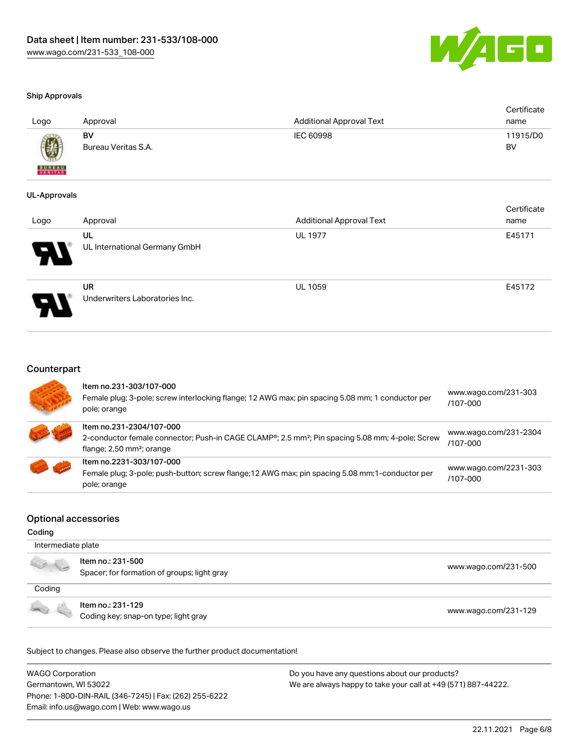### Ship Approvals

| Logo | Approval | Additional Approval Text | Certificate name |
|---|---|---|---|
| | BV<br>Bureau Veritas S.A. | IEC 60998 | 11915/D0 BV |

### UL-Approvals

| Logo | Approval | Additional Approval Text | Certificate name |
|---|---|---|---|
| | UL<br>UL International Germany GmbH | UL 1977 | E45171 |
| | UR<br>Underwriters Laboratories Inc. | UL 1059 | E45172 |

## Counterpart

| | | |
|---|---|---|
| | **Item no.231-303/107-000**<br>Female plug; 3-pole; screw interlocking flange; 12 AWG max; pin spacing 5.08 mm; 1 conductor per pole; orange | www.wago.com/231-303/107-000 |
| | **Item no.231-2304/107-000**<br>2-conductor female connector; Push-in CAGE CLAMP®; 2.5 mm²; Pin spacing 5.08 mm; 4-pole; Screw flange; 2,50 mm²; orange | www.wago.com/231-2304/107-000 |
| | **Item no.2231-303/107-000**<br>Female plug; 3-pole; push-button; screw flange;12 AWG max; pin spacing 5.08 mm;1-conductor per pole; orange | www.wago.com/2231-303/107-000 |

## Optional accessories

### Coding

Intermediate plate

| | | |
|---|---|---|
| | **Item no.: 231-500**<br>Spacer; for formation of groups; light gray | www.wago.com/231-500 |

Coding

| | | |
|---|---|---|
| | **Item no.: 231-129**<br>Coding key; snap-on type; light gray | www.wago.com/231-129 |

Subject to changes. Please also observe the further product documentation!

WAGO Corporation
Germantown, WI 53022
Phone: 1-800-DIN-RAIL (346-7245) | Fax: (262) 255-6222
Email: info.us@wago.com | Web: www.wago.us

Do you have any questions about our products?
We are always happy to take your call at +49 (571) 887-44222.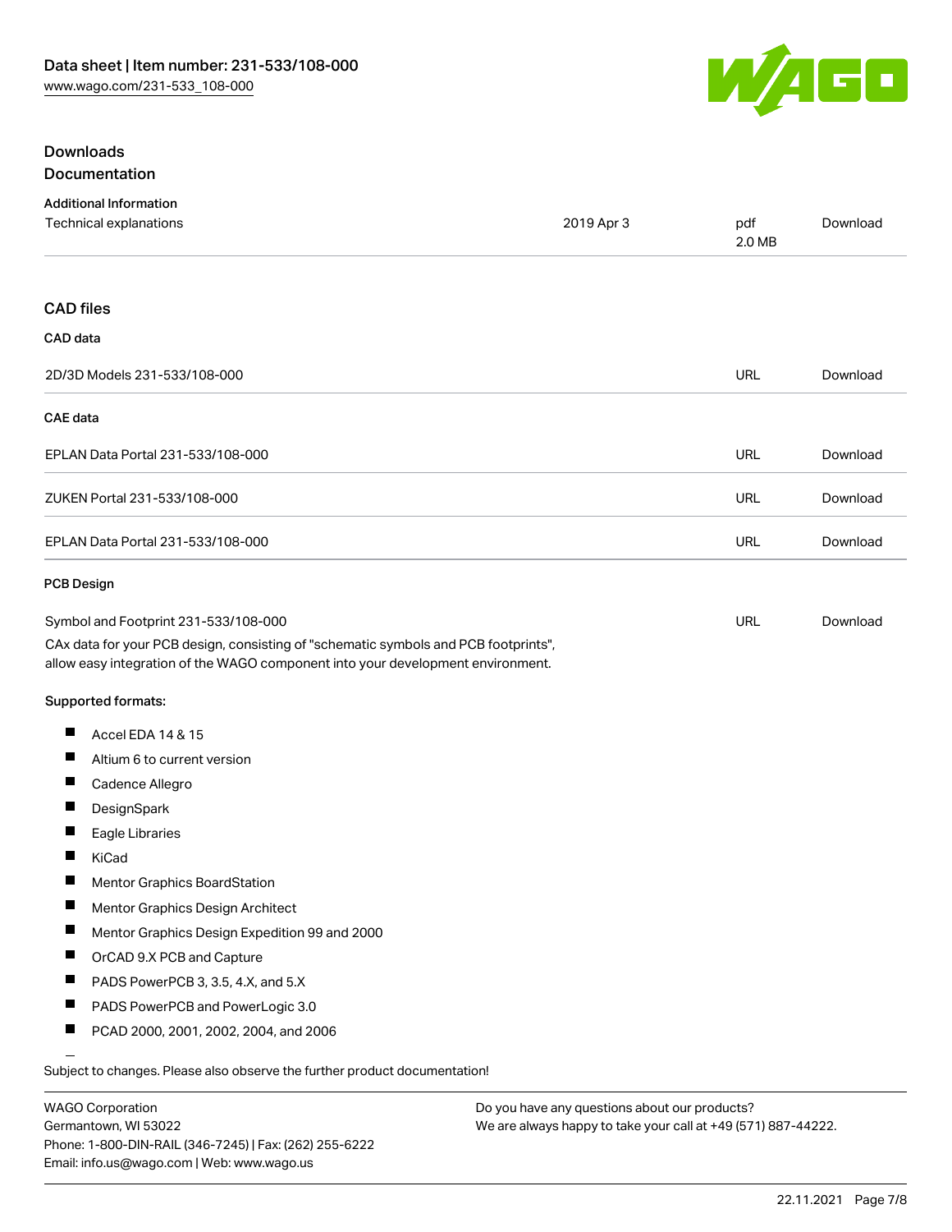## Downloads

### Documentation

**Additional Information**

| | | | |
|---|---|---|---|
| Technical explanations | 2019 Apr 3 | pdf 2.0 MB | Download |

### CAD files

**CAD data**

| | | |
|---|---|---|
| 2D/3D Models 231-533/108-000 | URL | Download |

**CAE data**

| | | |
|---|---|---|
| EPLAN Data Portal 231-533/108-000 | URL | Download |
| ZUKEN Portal 231-533/108-000 | URL | Download |
| EPLAN Data Portal 231-533/108-000 | URL | Download |

**PCB Design**

| | | |
|---|---|---|
| Symbol and Footprint 231-533/108-000 | URL | Download |

CAx data for your PCB design, consisting of "schematic symbols and PCB footprints", allow easy integration of the WAGO component into your development environment.

**Supported formats:**

- Accel EDA 14 & 15
- Altium 6 to current version
- Cadence Allegro
- DesignSpark
- Eagle Libraries
- KiCad
- Mentor Graphics BoardStation
- Mentor Graphics Design Architect
- Mentor Graphics Design Expedition 99 and 2000
- OrCAD 9.X PCB and Capture
- PADS PowerPCB 3, 3.5, 4.X, and 5.X
- PADS PowerPCB and PowerLogic 3.0
- PCAD 2000, 2001, 2002, 2004, and 2006

Subject to changes. Please also observe the further product documentation!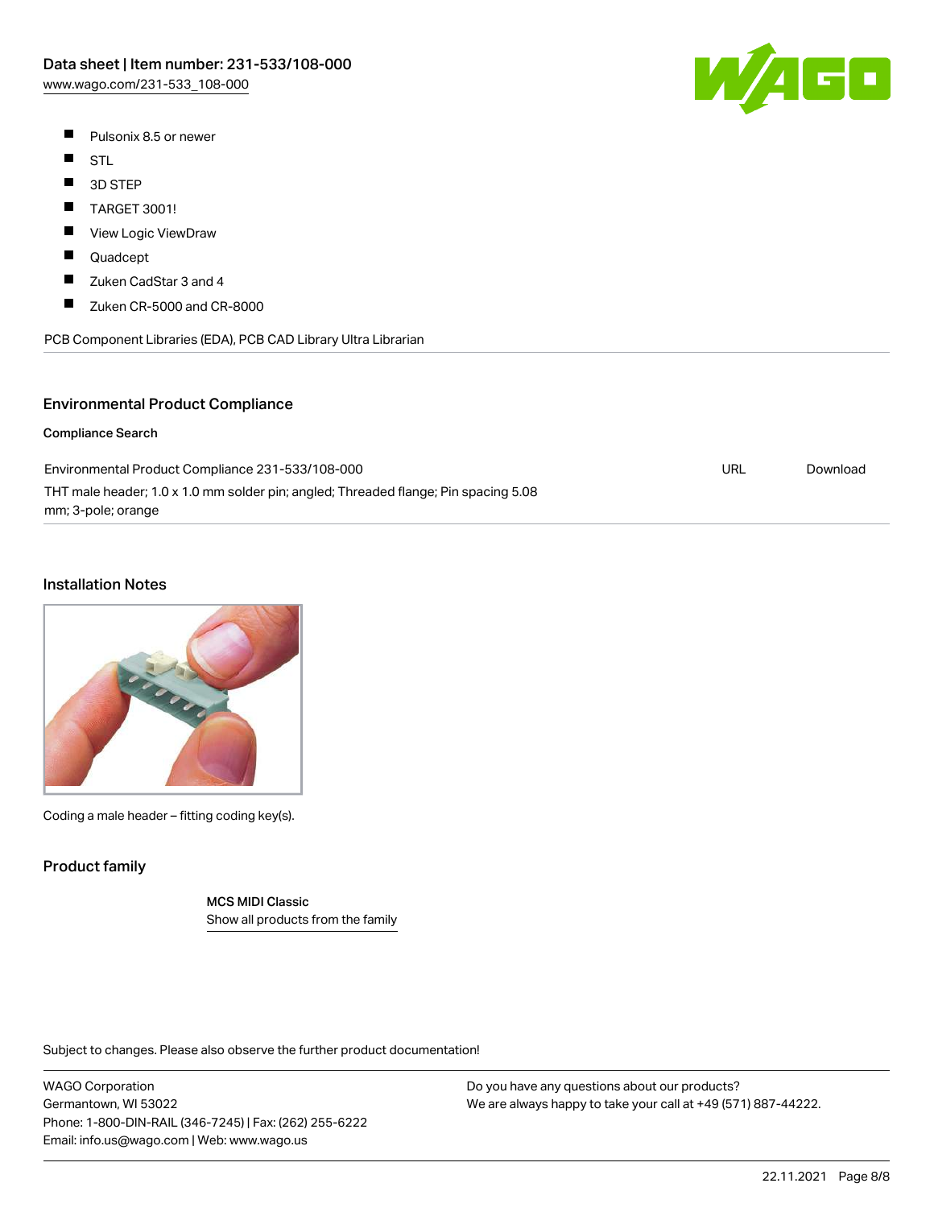- Pulsonix 8.5 or newer
- STL
- 3D STEP
- TARGET 3001!
- View Logic ViewDraw
- Quadcept
- Zuken CadStar 3 and 4
- Zuken CR-5000 and CR-8000

PCB Component Libraries (EDA), PCB CAD Library Ultra Librarian

## Environmental Product Compliance

**Compliance Search**

| | | |
|---|---|---|
| Environmental Product Compliance 231-533/108-000 | URL | Download |
| THT male header; 1.0 x 1.0 mm solder pin; angled; Threaded flange; Pin spacing 5.08 mm; 3-pole; orange | | |

## Installation Notes

Coding a male header – fitting coding key(s).

## Product family

MCS MIDI Classic
Show all products from the family

Subject to changes. Please also observe the further product documentation!

WAGO Corporation
Germantown, WI 53022
Phone: 1-800-DIN-RAIL (346-7245) | Fax: (262) 255-6222
Email: info.us@wago.com | Web: www.wago.us

Do you have any questions about our products?
We are always happy to take your call at +49 (571) 887-44222.